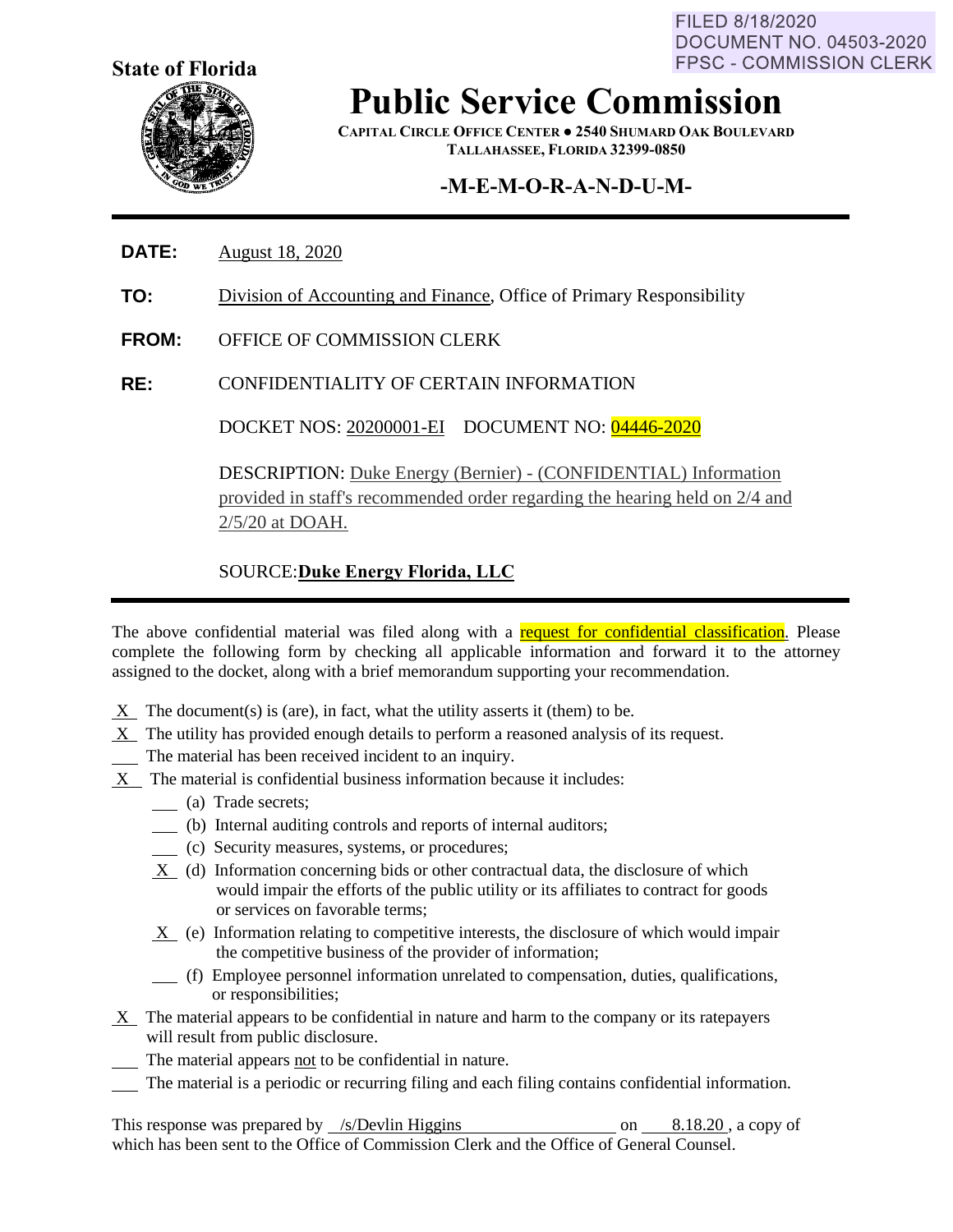FILED 8/18/2020
DOCUMENT NO. 04503-2020
FPSC - COMMISSION CLERK

**State of Florida**

# Public Service Commission

**CAPITAL CIRCLE OFFICE CENTER ● 2540 SHUMARD OAK BOULEVARD**
**TALLAHASSEE, FLORIDA 32399-0850**

## -M-E-M-O-R-A-N-D-U-M-

**DATE:** August 18, 2020

**TO:** Division of Accounting and Finance, Office of Primary Responsibility

**FROM:** OFFICE OF COMMISSION CLERK

**RE:** CONFIDENTIALITY OF CERTAIN INFORMATION

DOCKET NOS: 20200001-EI DOCUMENT NO: 04446-2020

DESCRIPTION: Duke Energy (Bernier) - (CONFIDENTIAL) Information provided in staff's recommended order regarding the hearing held on 2/4 and 2/5/20 at DOAH.

SOURCE: **Duke Energy Florida, LLC**

---

The above confidential material was filed along with a request for confidential classification. Please complete the following form by checking all applicable information and forward it to the attorney assigned to the docket, along with a brief memorandum supporting your recommendation.

- \_X\_ The document(s) is (are), in fact, what the utility asserts it (them) to be.
- \_X\_ The utility has provided enough details to perform a reasoned analysis of its request.
- \_\_\_ The material has been received incident to an inquiry.
- \_X\_ The material is confidential business information because it includes:
  - \_\_\_ (a) Trade secrets;
  - \_\_\_ (b) Internal auditing controls and reports of internal auditors;
  - \_\_\_ (c) Security measures, systems, or procedures;
  - \_X\_ (d) Information concerning bids or other contractual data, the disclosure of which would impair the efforts of the public utility or its affiliates to contract for goods or services on favorable terms;
  - \_X\_ (e) Information relating to competitive interests, the disclosure of which would impair the competitive business of the provider of information;
  - \_\_\_ (f) Employee personnel information unrelated to compensation, duties, qualifications, or responsibilities;
- \_X\_ The material appears to be confidential in nature and harm to the company or its ratepayers will result from public disclosure.
- \_\_\_ The material appears not to be confidential in nature.
- \_\_\_ The material is a periodic or recurring filing and each filing contains confidential information.

This response was prepared by /s/Devlin Higgins on 8.18.20, a copy of which has been sent to the Office of Commission Clerk and the Office of General Counsel.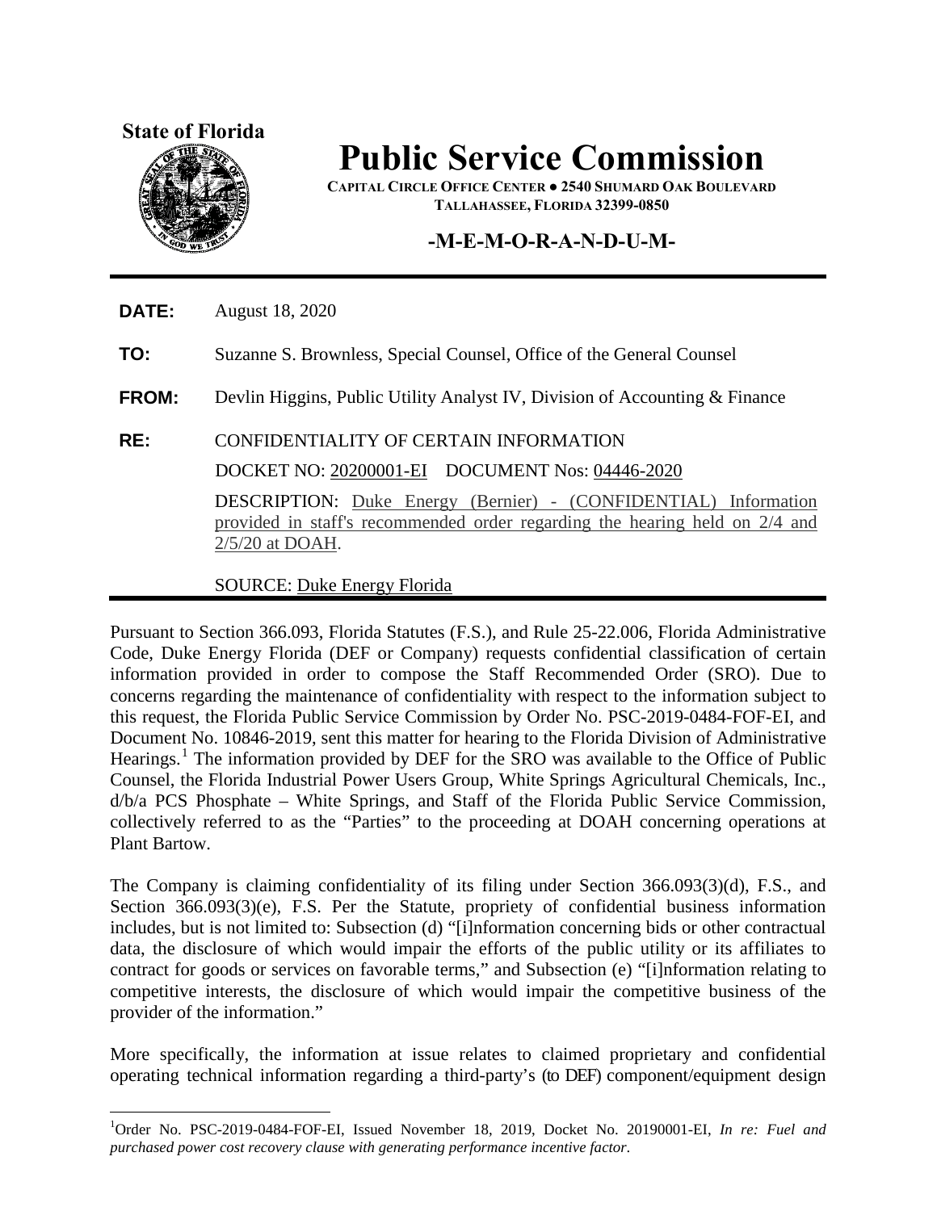State of Florida

# Public Service Commission

**CAPITAL CIRCLE OFFICE CENTER ● 2540 SHUMARD OAK BOULEVARD**
**TALLAHASSEE, FLORIDA 32399-0850**

## -M-E-M-O-R-A-N-D-U-M-

**DATE:** August 18, 2020

**TO:** Suzanne S. Brownless, Special Counsel, Office of the General Counsel

**FROM:** Devlin Higgins, Public Utility Analyst IV, Division of Accounting & Finance

**RE:** CONFIDENTIALITY OF CERTAIN INFORMATION

DOCKET NO: 20200001-EI DOCUMENT Nos: 04446-2020

DESCRIPTION: Duke Energy (Bernier) - (CONFIDENTIAL) Information provided in staff's recommended order regarding the hearing held on 2/4 and 2/5/20 at DOAH.

SOURCE: Duke Energy Florida

---

Pursuant to Section 366.093, Florida Statutes (F.S.), and Rule 25-22.006, Florida Administrative Code, Duke Energy Florida (DEF or Company) requests confidential classification of certain information provided in order to compose the Staff Recommended Order (SRO). Due to concerns regarding the maintenance of confidentiality with respect to the information subject to this request, the Florida Public Service Commission by Order No. PSC-2019-0484-FOF-EI, and Document No. 10846-2019, sent this matter for hearing to the Florida Division of Administrative Hearings.[1] The information provided by DEF for the SRO was available to the Office of Public Counsel, the Florida Industrial Power Users Group, White Springs Agricultural Chemicals, Inc., d/b/a PCS Phosphate – White Springs, and Staff of the Florida Public Service Commission, collectively referred to as the "Parties" to the proceeding at DOAH concerning operations at Plant Bartow.

The Company is claiming confidentiality of its filing under Section 366.093(3)(d), F.S., and Section 366.093(3)(e), F.S. Per the Statute, propriety of confidential business information includes, but is not limited to: Subsection (d) "[i]nformation concerning bids or other contractual data, the disclosure of which would impair the efforts of the public utility or its affiliates to contract for goods or services on favorable terms," and Subsection (e) "[i]nformation relating to competitive interests, the disclosure of which would impair the competitive business of the provider of the information."

More specifically, the information at issue relates to claimed proprietary and confidential operating technical information regarding a third-party's (to DEF) component/equipment design

---

[1]Order No. PSC-2019-0484-FOF-EI, Issued November 18, 2019, Docket No. 20190001-EI, *In re: Fuel and purchased power cost recovery clause with generating performance incentive factor*.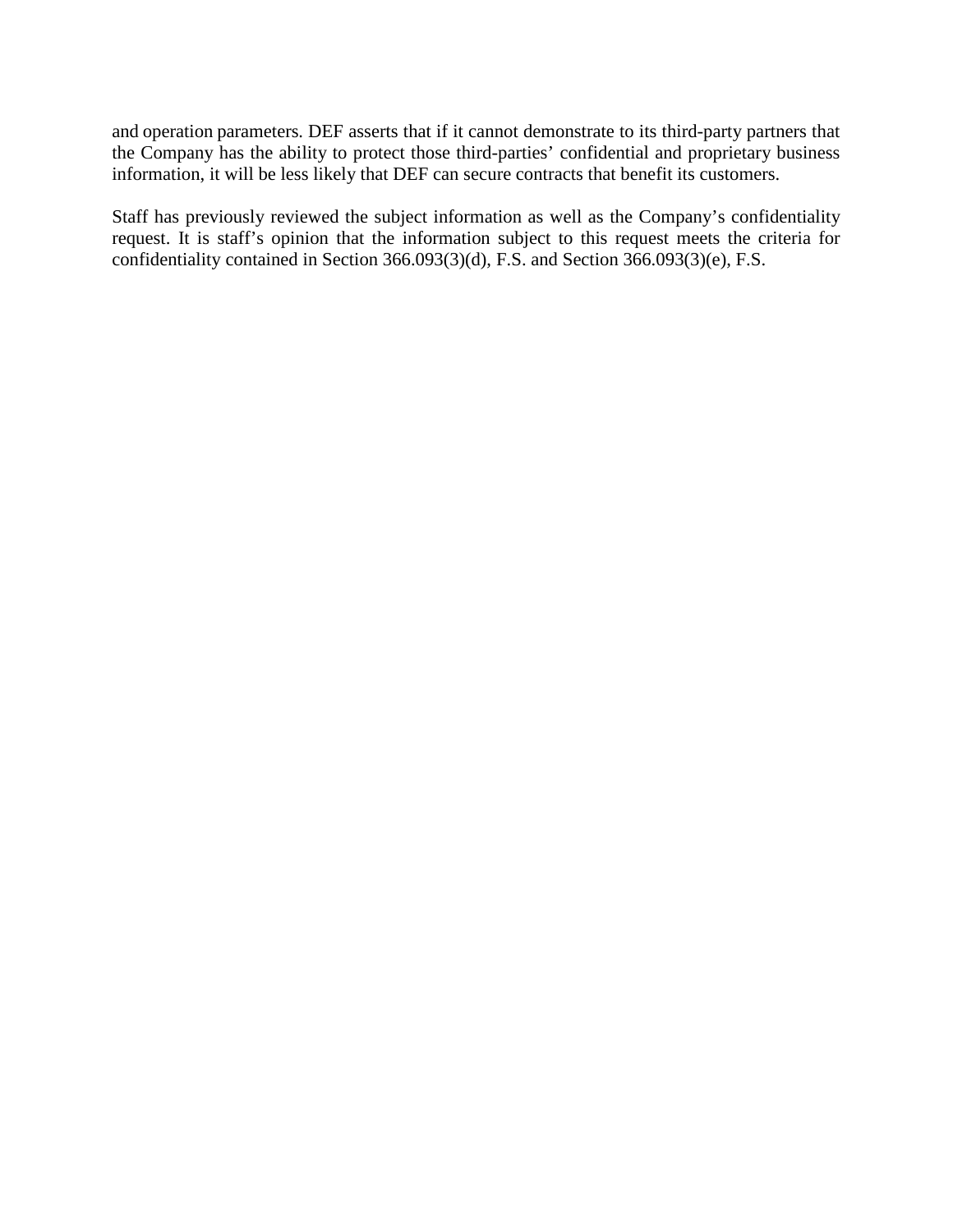and operation parameters. DEF asserts that if it cannot demonstrate to its third-party partners that the Company has the ability to protect those third-parties' confidential and proprietary business information, it will be less likely that DEF can secure contracts that benefit its customers.

Staff has previously reviewed the subject information as well as the Company's confidentiality request. It is staff's opinion that the information subject to this request meets the criteria for confidentiality contained in Section 366.093(3)(d), F.S. and Section 366.093(3)(e), F.S.